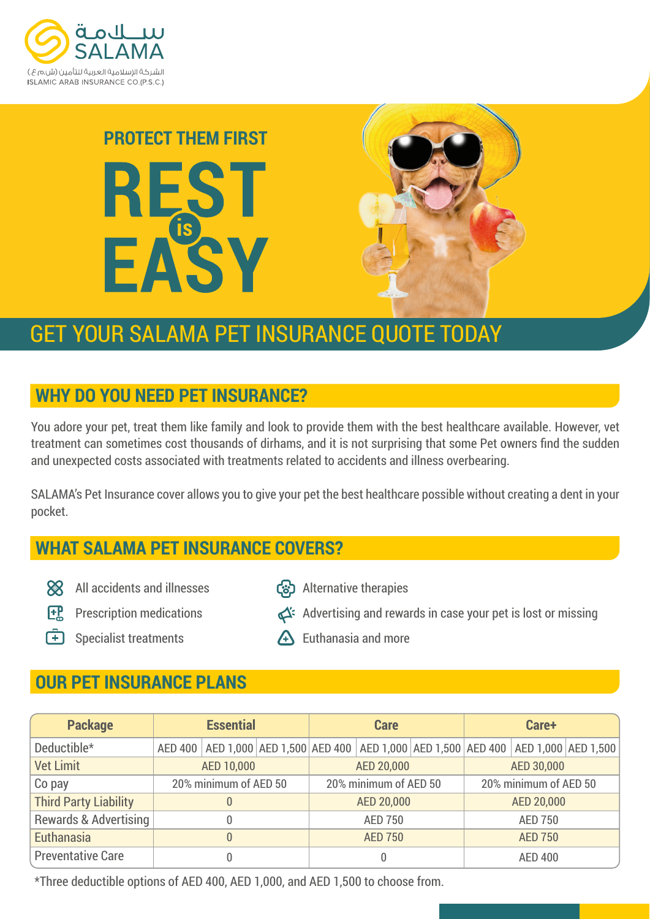سلامة
SALAMA
الشركة الإسلامية العربية للتأمين (ش.م.ع)
ISLAMIC ARAB INSURANCE CO.(P.S.C.)

PROTECT THEM FIRST

# REST is EASY

## GET YOUR SALAMA PET INSURANCE QUOTE TODAY

## WHY DO YOU NEED PET INSURANCE?

You adore your pet, treat them like family and look to provide them with the best healthcare available. However, vet treatment can sometimes cost thousands of dirhams, and it is not surprising that some Pet owners find the sudden and unexpected costs associated with treatments related to accidents and illness overbearing.

SALAMA's Pet Insurance cover allows you to give your pet the best healthcare possible without creating a dent in your pocket.

## WHAT SALAMA PET INSURANCE COVERS?

- All accidents and illnesses
- Prescription medications
- Specialist treatments
- Alternative therapies
- Advertising and rewards in case your pet is lost or missing
- Euthanasia and more

## OUR PET INSURANCE PLANS

| Package | Essential | | | Care | | | Care+ | | |
|---|---|---|---|---|---|---|---|---|---|
| Deductible* | AED 400 | AED 1,000 | AED 1,500 | AED 400 | AED 1,000 | AED 1,500 | AED 400 | AED 1,000 | AED 1,500 |
| Vet Limit | AED 10,000 | | | AED 20,000 | | | AED 30,000 | | |
| Co pay | 20% minimum of AED 50 | | | 20% minimum of AED 50 | | | 20% minimum of AED 50 | | |
| Third Party Liability | 0 | | | AED 20,000 | | | AED 20,000 | | |
| Rewards & Advertising | 0 | | | AED 750 | | | AED 750 | | |
| Euthanasia | 0 | | | AED 750 | | | AED 750 | | |
| Preventative Care | 0 | | | 0 | | | AED 400 | | |

*Three deductible options of AED 400, AED 1,000, and AED 1,500 to choose from.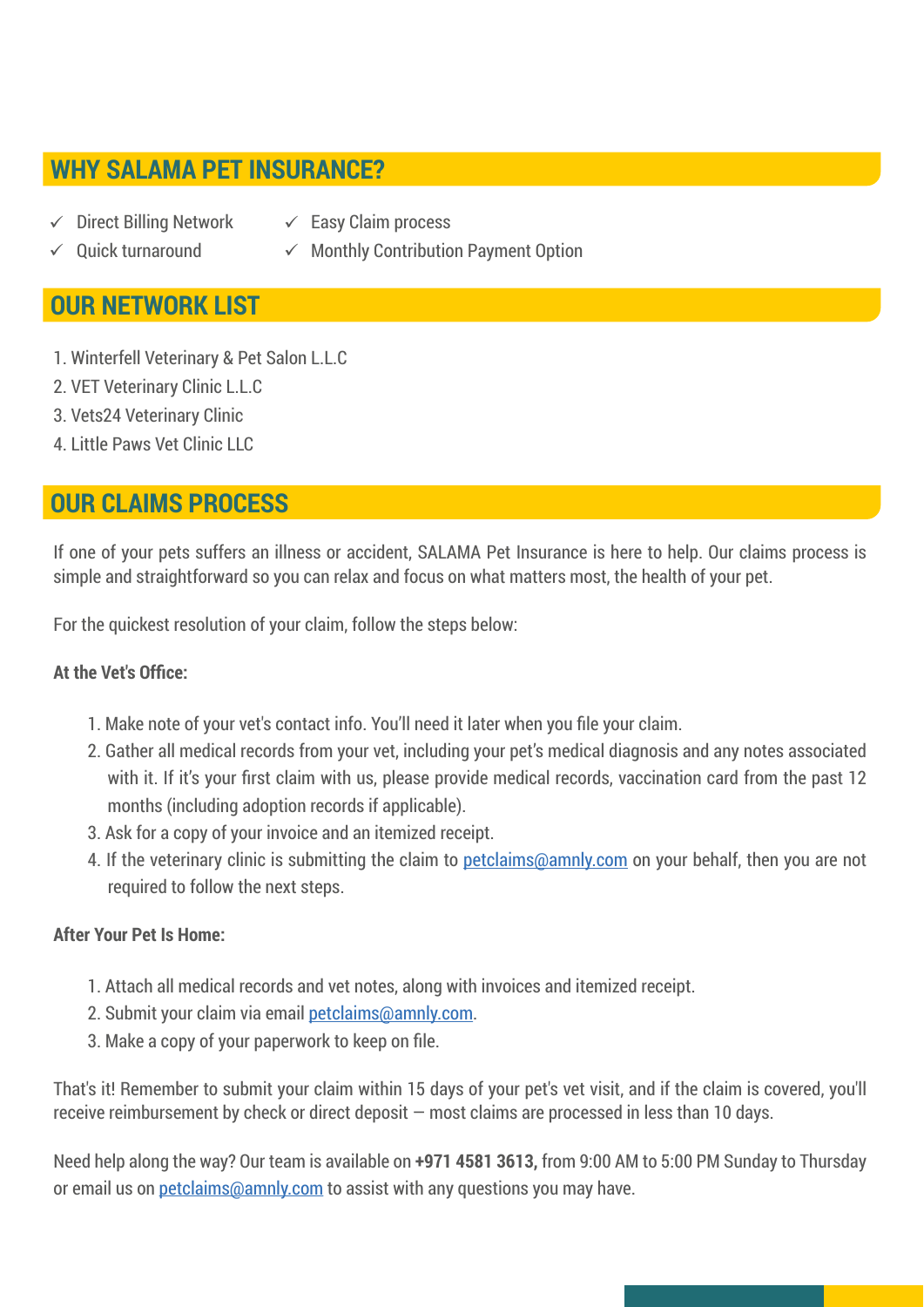## WHY SALAMA PET INSURANCE?

- ✓ Direct Billing Network
- ✓ Easy Claim process
- ✓ Quick turnaround
- ✓ Monthly Contribution Payment Option

## OUR NETWORK LIST

1. Winterfell Veterinary & Pet Salon L.L.C
2. VET Veterinary Clinic L.L.C
3. Vets24 Veterinary Clinic
4. Little Paws Vet Clinic LLC

## OUR CLAIMS PROCESS

If one of your pets suffers an illness or accident, SALAMA Pet Insurance is here to help. Our claims process is simple and straightforward so you can relax and focus on what matters most, the health of your pet.

For the quickest resolution of your claim, follow the steps below:

**At the Vet's Office:**

1. Make note of your vet's contact info. You'll need it later when you file your claim.
2. Gather all medical records from your vet, including your pet's medical diagnosis and any notes associated with it. If it's your first claim with us, please provide medical records, vaccination card from the past 12 months (including adoption records if applicable).
3. Ask for a copy of your invoice and an itemized receipt.
4. If the veterinary clinic is submitting the claim to petclaims@amnly.com on your behalf, then you are not required to follow the next steps.

**After Your Pet Is Home:**

1. Attach all medical records and vet notes, along with invoices and itemized receipt.
2. Submit your claim via email petclaims@amnly.com.
3. Make a copy of your paperwork to keep on file.

That's it! Remember to submit your claim within 15 days of your pet's vet visit, and if the claim is covered, you'll receive reimbursement by check or direct deposit — most claims are processed in less than 10 days.

Need help along the way? Our team is available on **+971 4581 3613,** from 9:00 AM to 5:00 PM Sunday to Thursday or email us on petclaims@amnly.com to assist with any questions you may have.